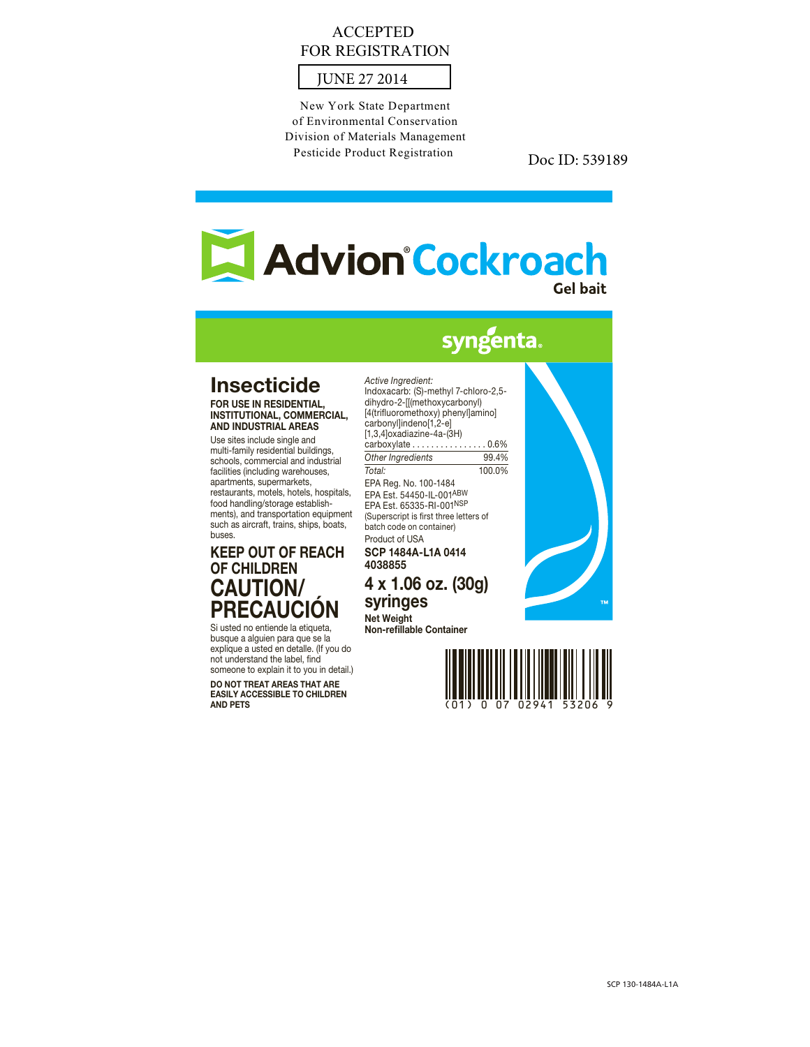ACCEPTED
FOR REGISTRATION

JUNE 27 2014

New York State Department
of Environmental Conservation
Division of Materials Management
Pesticide Product Registration

Doc ID: 539189

# Advion® Cockroach

**Gel bait**

syngenta®

## Insecticide

**FOR USE IN RESIDENTIAL, INSTITUTIONAL, COMMERCIAL, AND INDUSTRIAL AREAS**

Use sites include single and multi-family residential buildings, schools, commercial and industrial facilities (including warehouses, apartments, supermarkets, restaurants, motels, hotels, hospitals, food handling/storage establishments), and transportation equipment such as aircraft, trains, ships, boats, buses.

**KEEP OUT OF REACH OF CHILDREN**

**CAUTION/ PRECAUCIÓN**

Si usted no entiende la etiqueta, busque a alguien para que se la explique a usted en detalle. (If you do not understand the label, find someone to explain it to you in detail.)

**DO NOT TREAT AREAS THAT ARE EASILY ACCESSIBLE TO CHILDREN AND PETS**

*Active Ingredient:*

| | |
|---|---|
| Indoxacarb: (S)-methyl 7-chloro-2,5-dihydro-2-[[(methoxycarbonyl) [4(trifluoromethoxy) phenyl]amino] carbonyl]indeno[1,2-e] [1,3,4]oxadiazine-4a-(3H) carboxylate | 0.6% |
| *Other Ingredients* | 99.4% |
| *Total:* | 100.0% |

EPA Reg. No. 100-1484
EPA Est. 54450-IL-001[ABW]
EPA Est. 65335-RI-001[NSP]
(Superscript is first three letters of batch code on container)

Product of USA

**SCP 1484A-L1A 0414**
**4038855**

**4 x 1.06 oz. (30g) syringes**

**Net Weight**
**Non-refillable Container**

(01) 0 07 02941 53206 9

SCP 130-1484A-L1A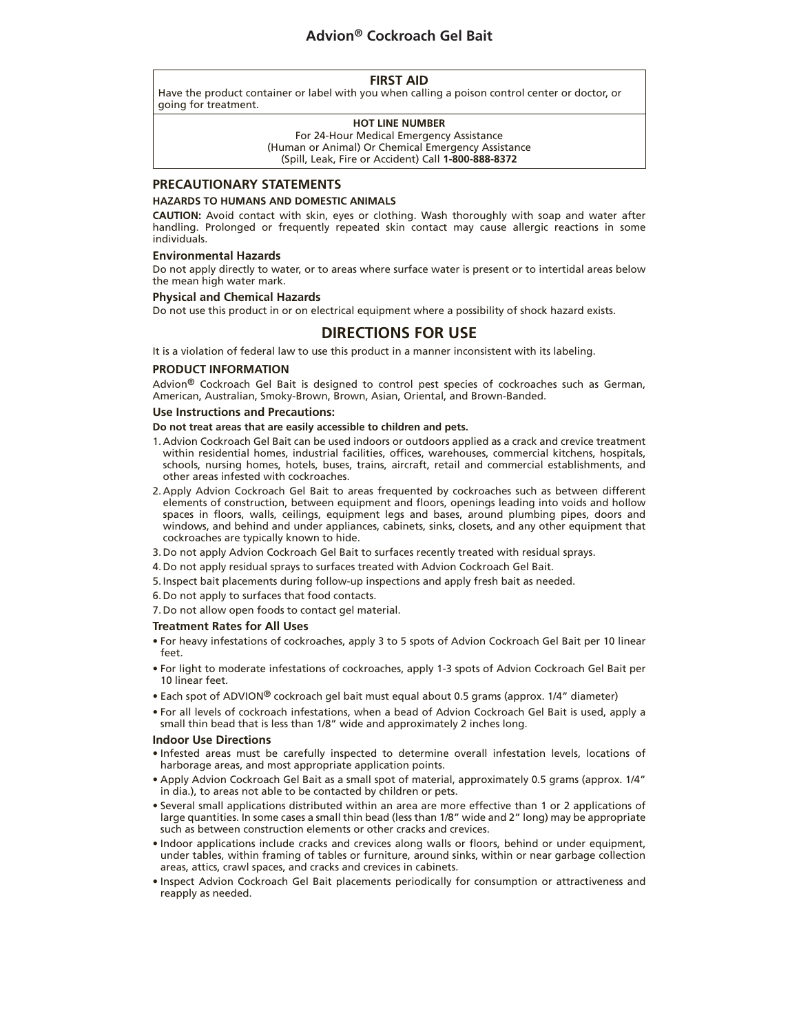# Advion® Cockroach Gel Bait

## FIRST AID

Have the product container or label with you when calling a poison control center or doctor, or going for treatment.

**HOT LINE NUMBER**

For 24-Hour Medical Emergency Assistance
(Human or Animal) Or Chemical Emergency Assistance
(Spill, Leak, Fire or Accident) Call **1-800-888-8372**

## PRECAUTIONARY STATEMENTS

#### HAZARDS TO HUMANS AND DOMESTIC ANIMALS

**CAUTION:** Avoid contact with skin, eyes or clothing. Wash thoroughly with soap and water after handling. Prolonged or frequently repeated skin contact may cause allergic reactions in some individuals.

### Environmental Hazards

Do not apply directly to water, or to areas where surface water is present or to intertidal areas below the mean high water mark.

### Physical and Chemical Hazards

Do not use this product in or on electrical equipment where a possibility of shock hazard exists.

## DIRECTIONS FOR USE

It is a violation of federal law to use this product in a manner inconsistent with its labeling.

### PRODUCT INFORMATION

Advion® Cockroach Gel Bait is designed to control pest species of cockroaches such as German, American, Australian, Smoky-Brown, Brown, Asian, Oriental, and Brown-Banded.

### Use Instructions and Precautions:

**Do not treat areas that are easily accessible to children and pets.**

1. Advion Cockroach Gel Bait can be used indoors or outdoors applied as a crack and crevice treatment within residential homes, industrial facilities, offices, warehouses, commercial kitchens, hospitals, schools, nursing homes, hotels, buses, trains, aircraft, retail and commercial establishments, and other areas infested with cockroaches.
2. Apply Advion Cockroach Gel Bait to areas frequented by cockroaches such as between different elements of construction, between equipment and floors, openings leading into voids and hollow spaces in floors, walls, ceilings, equipment legs and bases, around plumbing pipes, doors and windows, and behind and under appliances, cabinets, sinks, closets, and any other equipment that cockroaches are typically known to hide.
3. Do not apply Advion Cockroach Gel Bait to surfaces recently treated with residual sprays.
4. Do not apply residual sprays to surfaces treated with Advion Cockroach Gel Bait.
5. Inspect bait placements during follow-up inspections and apply fresh bait as needed.
6. Do not apply to surfaces that food contacts.
7. Do not allow open foods to contact gel material.

### Treatment Rates for All Uses

- For heavy infestations of cockroaches, apply 3 to 5 spots of Advion Cockroach Gel Bait per 10 linear feet.
- For light to moderate infestations of cockroaches, apply 1-3 spots of Advion Cockroach Gel Bait per 10 linear feet.
- Each spot of ADVION® cockroach gel bait must equal about 0.5 grams (approx. 1/4" diameter)
- For all levels of cockroach infestations, when a bead of Advion Cockroach Gel Bait is used, apply a small thin bead that is less than 1/8" wide and approximately 2 inches long.

### Indoor Use Directions

- Infested areas must be carefully inspected to determine overall infestation levels, locations of harborage areas, and most appropriate application points.
- Apply Advion Cockroach Gel Bait as a small spot of material, approximately 0.5 grams (approx. 1/4" in dia.), to areas not able to be contacted by children or pets.
- Several small applications distributed within an area are more effective than 1 or 2 applications of large quantities. In some cases a small thin bead (less than 1/8" wide and 2" long) may be appropriate such as between construction elements or other cracks and crevices.
- Indoor applications include cracks and crevices along walls or floors, behind or under equipment, under tables, within framing of tables or furniture, around sinks, within or near garbage collection areas, attics, crawl spaces, and cracks and crevices in cabinets.
- Inspect Advion Cockroach Gel Bait placements periodically for consumption or attractiveness and reapply as needed.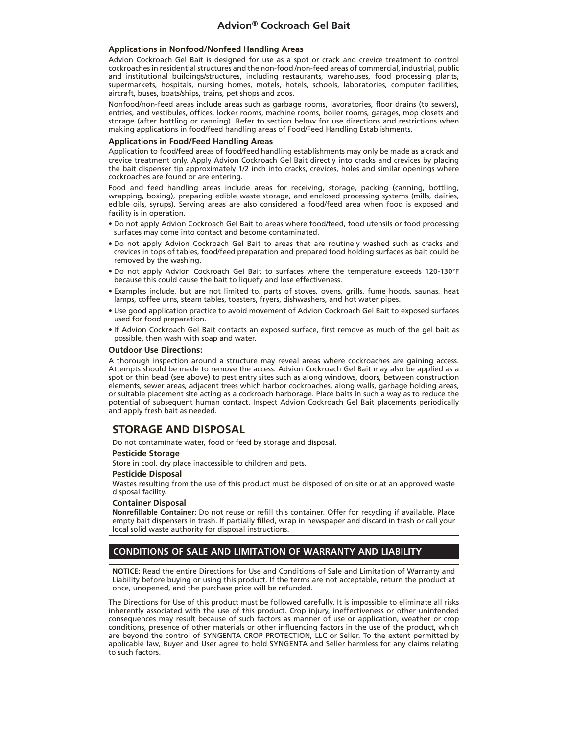# Advion® Cockroach Gel Bait

### Applications in Nonfood/Nonfeed Handling Areas

Advion Cockroach Gel Bait is designed for use as a spot or crack and crevice treatment to control cockroaches in residential structures and the non-food /non-feed areas of commercial, industrial, public and institutional buildings/structures, including restaurants, warehouses, food processing plants, supermarkets, hospitals, nursing homes, motels, hotels, schools, laboratories, computer facilities, aircraft, buses, boats/ships, trains, pet shops and zoos.

Nonfood/non-feed areas include areas such as garbage rooms, lavoratories, floor drains (to sewers), entries, and vestibules, offices, locker rooms, machine rooms, boiler rooms, garages, mop closets and storage (after bottling or canning). Refer to section below for use directions and restrictions when making applications in food/feed handling areas of Food/Feed Handling Establishments.

### Applications in Food/Feed Handling Areas

Application to food/feed areas of food/feed handling establishments may only be made as a crack and crevice treatment only. Apply Advion Cockroach Gel Bait directly into cracks and crevices by placing the bait dispenser tip approximately 1/2 inch into cracks, crevices, holes and similar openings where cockroaches are found or are entering.

Food and feed handling areas include areas for receiving, storage, packing (canning, bottling, wrapping, boxing), preparing edible waste storage, and enclosed processing systems (mills, dairies, edible oils, syrups). Serving areas are also considered a food/feed area when food is exposed and facility is in operation.

- Do not apply Advion Cockroach Gel Bait to areas where food/feed, food utensils or food processing surfaces may come into contact and become contaminated.
- Do not apply Advion Cockroach Gel Bait to areas that are routinely washed such as cracks and crevices in tops of tables, food/feed preparation and prepared food holding surfaces as bait could be removed by the washing.
- Do not apply Advion Cockroach Gel Bait to surfaces where the temperature exceeds 120-130°F because this could cause the bait to liquefy and lose effectiveness.
- Examples include, but are not limited to, parts of stoves, ovens, grills, fume hoods, saunas, heat lamps, coffee urns, steam tables, toasters, fryers, dishwashers, and hot water pipes.
- Use good application practice to avoid movement of Advion Cockroach Gel Bait to exposed surfaces used for food preparation.
- If Advion Cockroach Gel Bait contacts an exposed surface, first remove as much of the gel bait as possible, then wash with soap and water.

### Outdoor Use Directions:

A thorough inspection around a structure may reveal areas where cockroaches are gaining access. Attempts should be made to remove the access. Advion Cockroach Gel Bait may also be applied as a spot or thin bead (see above) to pest entry sites such as along windows, doors, between construction elements, sewer areas, adjacent trees which harbor cockroaches, along walls, garbage holding areas, or suitable placement site acting as a cockroach harborage. Place baits in such a way as to reduce the potential of subsequent human contact. Inspect Advion Cockroach Gel Bait placements periodically and apply fresh bait as needed.

## STORAGE AND DISPOSAL

Do not contaminate water, food or feed by storage and disposal.

**Pesticide Storage**

Store in cool, dry place inaccessible to children and pets.

**Pesticide Disposal**

Wastes resulting from the use of this product must be disposed of on site or at an approved waste disposal facility.

**Container Disposal**

**Nonrefillable Container:** Do not reuse or refill this container. Offer for recycling if available. Place empty bait dispensers in trash. If partially filled, wrap in newspaper and discard in trash or call your local solid waste authority for disposal instructions.

## CONDITIONS OF SALE AND LIMITATION OF WARRANTY AND LIABILITY

**NOTICE:** Read the entire Directions for Use and Conditions of Sale and Limitation of Warranty and Liability before buying or using this product. If the terms are not acceptable, return the product at once, unopened, and the purchase price will be refunded.

The Directions for Use of this product must be followed carefully. It is impossible to eliminate all risks inherently associated with the use of this product. Crop injury, ineffectiveness or other unintended consequences may result because of such factors as manner of use or application, weather or crop conditions, presence of other materials or other influencing factors in the use of the product, which are beyond the control of SYNGENTA CROP PROTECTION, LLC or Seller. To the extent permitted by applicable law, Buyer and User agree to hold SYNGENTA and Seller harmless for any claims relating to such factors.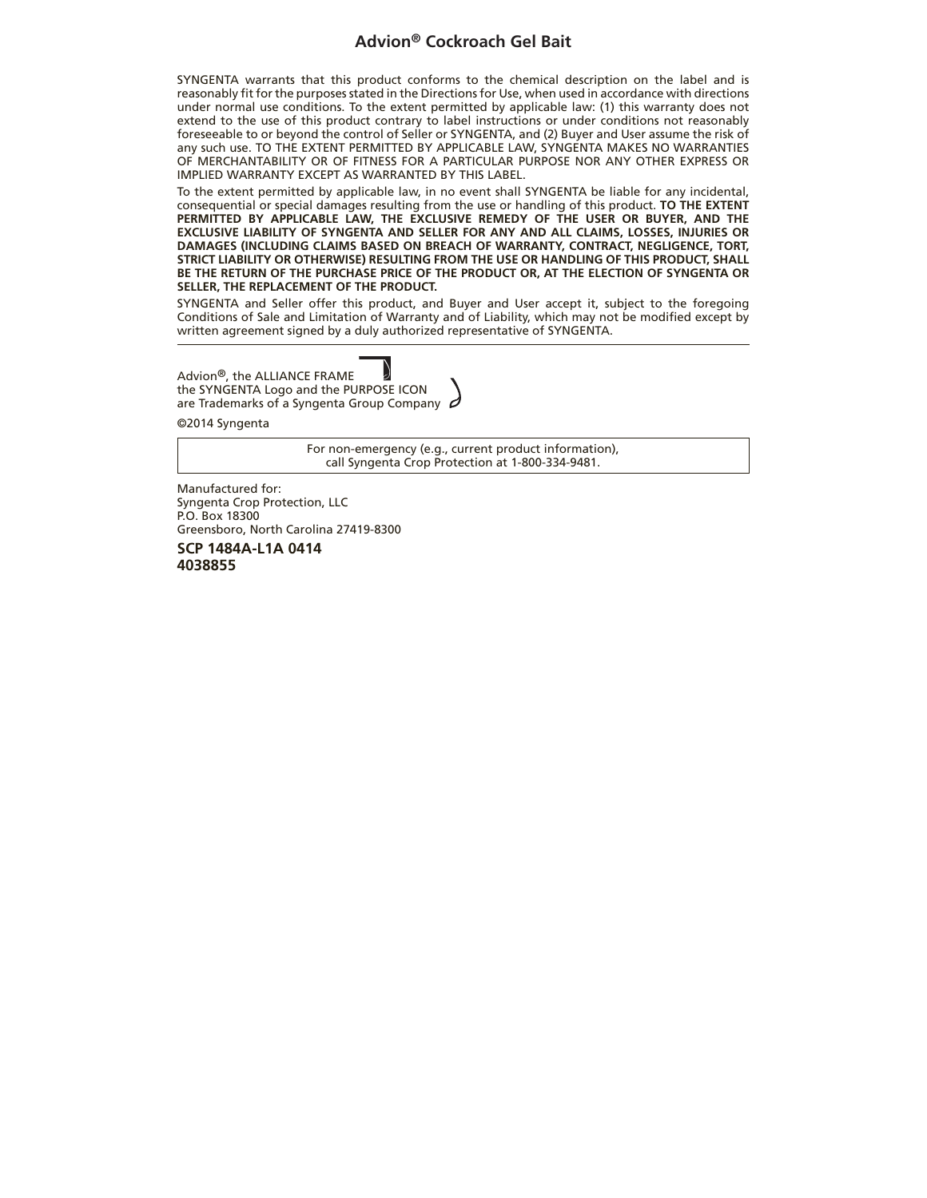SYNGENTA warrants that this product conforms to the chemical description on the label and is reasonably fit for the purposes stated in the Directions for Use, when used in accordance with directions under normal use conditions. To the extent permitted by applicable law: (1) this warranty does not extend to the use of this product contrary to label instructions or under conditions not reasonably foreseeable to or beyond the control of Seller or SYNGENTA, and (2) Buyer and User assume the risk of any such use. TO THE EXTENT PERMITTED BY APPLICABLE LAW, SYNGENTA MAKES NO WARRANTIES OF MERCHANTABILITY OR OF FITNESS FOR A PARTICULAR PURPOSE NOR ANY OTHER EXPRESS OR IMPLIED WARRANTY EXCEPT AS WARRANTED BY THIS LABEL.

To the extent permitted by applicable law, in no event shall SYNGENTA be liable for any incidental, consequential or special damages resulting from the use or handling of this product. **TO THE EXTENT PERMITTED BY APPLICABLE LAW, THE EXCLUSIVE REMEDY OF THE USER OR BUYER, AND THE EXCLUSIVE LIABILITY OF SYNGENTA AND SELLER FOR ANY AND ALL CLAIMS, LOSSES, INJURIES OR DAMAGES (INCLUDING CLAIMS BASED ON BREACH OF WARRANTY, CONTRACT, NEGLIGENCE, TORT, STRICT LIABILITY OR OTHERWISE) RESULTING FROM THE USE OR HANDLING OF THIS PRODUCT, SHALL BE THE RETURN OF THE PURCHASE PRICE OF THE PRODUCT OR, AT THE ELECTION OF SYNGENTA OR SELLER, THE REPLACEMENT OF THE PRODUCT.**

SYNGENTA and Seller offer this product, and Buyer and User accept it, subject to the foregoing Conditions of Sale and Limitation of Warranty and of Liability, which may not be modified except by written agreement signed by a duly authorized representative of SYNGENTA.

---

Advion®, the ALLIANCE FRAME
the SYNGENTA Logo and the PURPOSE ICON
are Trademarks of a Syngenta Group Company

©2014 Syngenta

| |
|---|
| For non-emergency (e.g., current product information), call Syngenta Crop Protection at 1-800-334-9481. |

Manufactured for:
Syngenta Crop Protection, LLC
P.O. Box 18300
Greensboro, North Carolina 27419-8300

**SCP 1484A-L1A 0414**
**4038855**